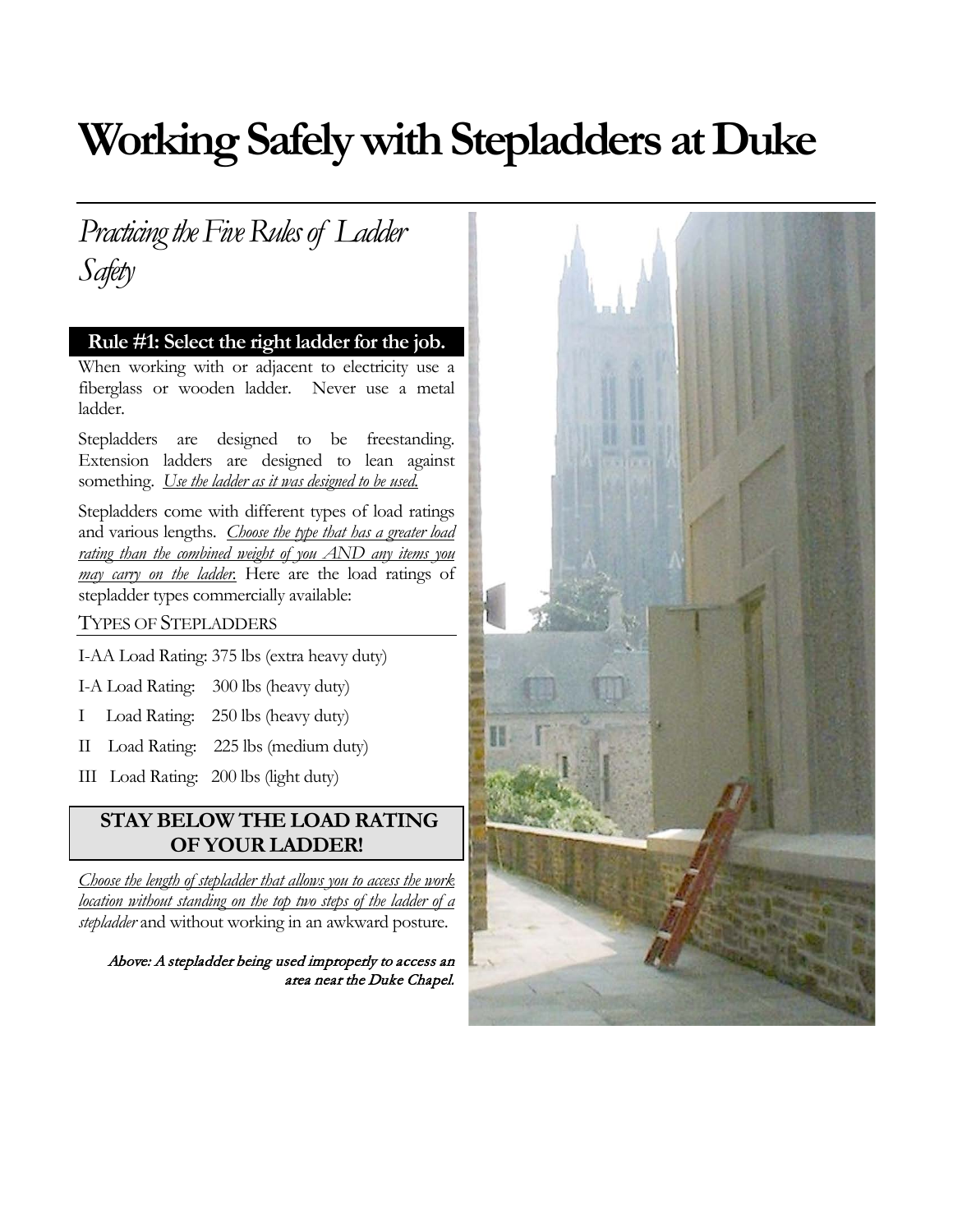# Working Safely with Stepladders at Duke

## *Practicing the Five Rules of Ladder Safety*

### Rule #1: Select the right ladder for the job.

When working with or adjacent to electricity use a fiberglass or wooden ladder. Never use a metal ladder.

Stepladders are designed to be freestanding. Extension ladders are designed to lean against something. *Use the ladder as it was designed to be used.*

Stepladders come with different types of load ratings and various lengths. *Choose the type that has a greater load rating than the combined weight of you AND any items you may carry on the ladder.* Here are the load ratings of stepladder types commercially available:

TYPES OF STEPLADDERS

I-AA Load Rating: 375 lbs (extra heavy duty)

I-A Load Rating: 300 lbs (heavy duty)

I Load Rating: 250 lbs (heavy duty)

II Load Rating: 225 lbs (medium duty)

III Load Rating: 200 lbs (light duty)

**STAY BELOW THE LOAD RATING OF YOUR LADDER!**

*Choose the length of stepladder that allows you to access the work location without standing on the top two steps of the ladder of a stepladder* and without working in an awkward posture.

*Above: A stepladder being used improperly to access an area near the Duke Chapel.*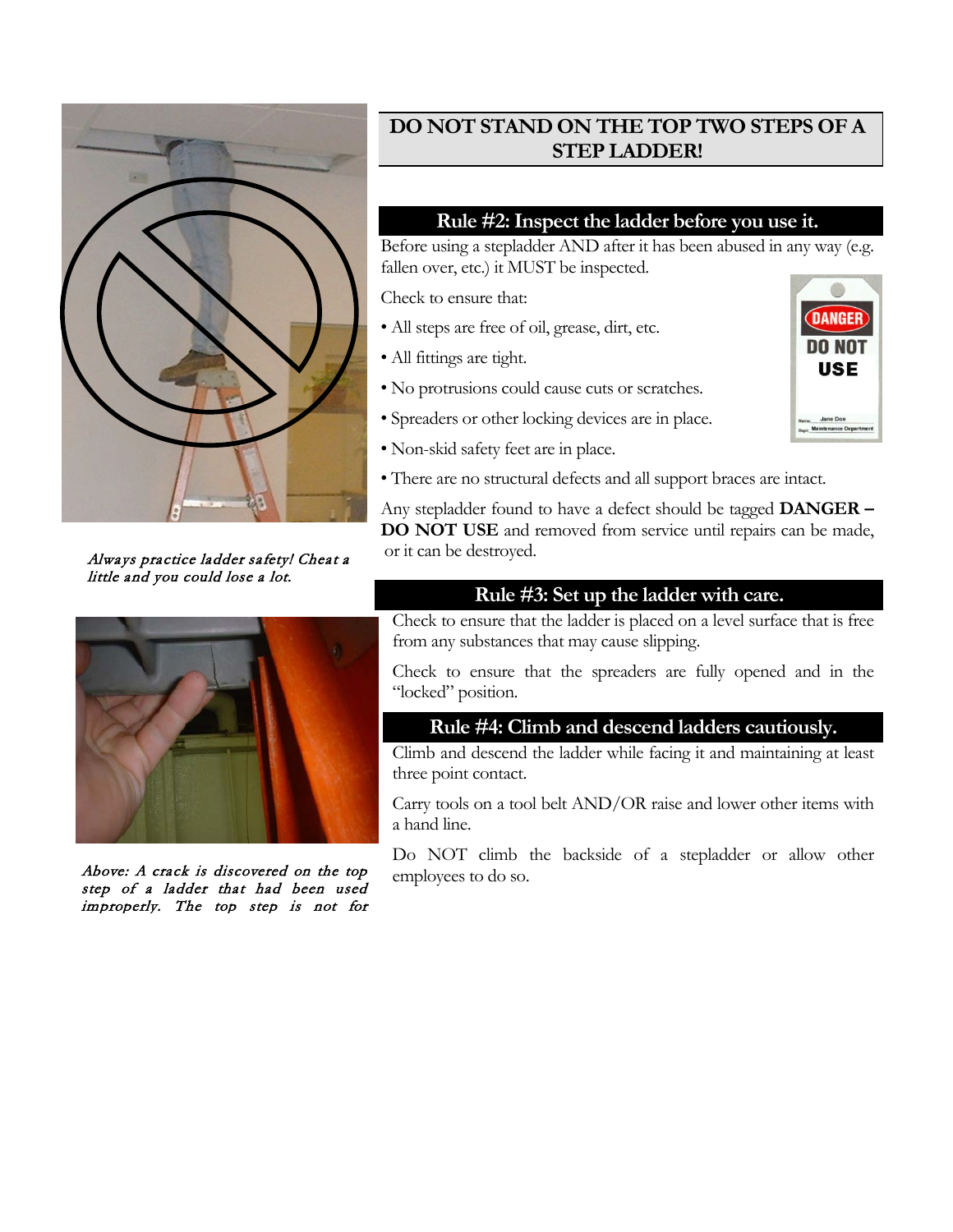**DO NOT STAND ON THE TOP TWO STEPS OF A STEP LADDER!**

*Always practice ladder safety! Cheat a little and you could lose a lot.*

## Rule #2: Inspect the ladder before you use it.

Before using a stepladder AND after it has been abused in any way (e.g. fallen over, etc.) it MUST be inspected.

Check to ensure that:

- All steps are free of oil, grease, dirt, etc.
- All fittings are tight.
- No protrusions could cause cuts or scratches.
- Spreaders or other locking devices are in place.
- Non-skid safety feet are in place.
- There are no structural defects and all support braces are intact.

Any stepladder found to have a defect should be tagged **DANGER – DO NOT USE** and removed from service until repairs can be made, or it can be destroyed.

*Above: A crack is discovered on the top step of a ladder that had been used improperly. The top step is not for*

## Rule #3: Set up the ladder with care.

Check to ensure that the ladder is placed on a level surface that is free from any substances that may cause slipping.

Check to ensure that the spreaders are fully opened and in the "locked" position.

## Rule #4: Climb and descend ladders cautiously.

Climb and descend the ladder while facing it and maintaining at least three point contact.

Carry tools on a tool belt AND/OR raise and lower other items with a hand line.

Do NOT climb the backside of a stepladder or allow other employees to do so.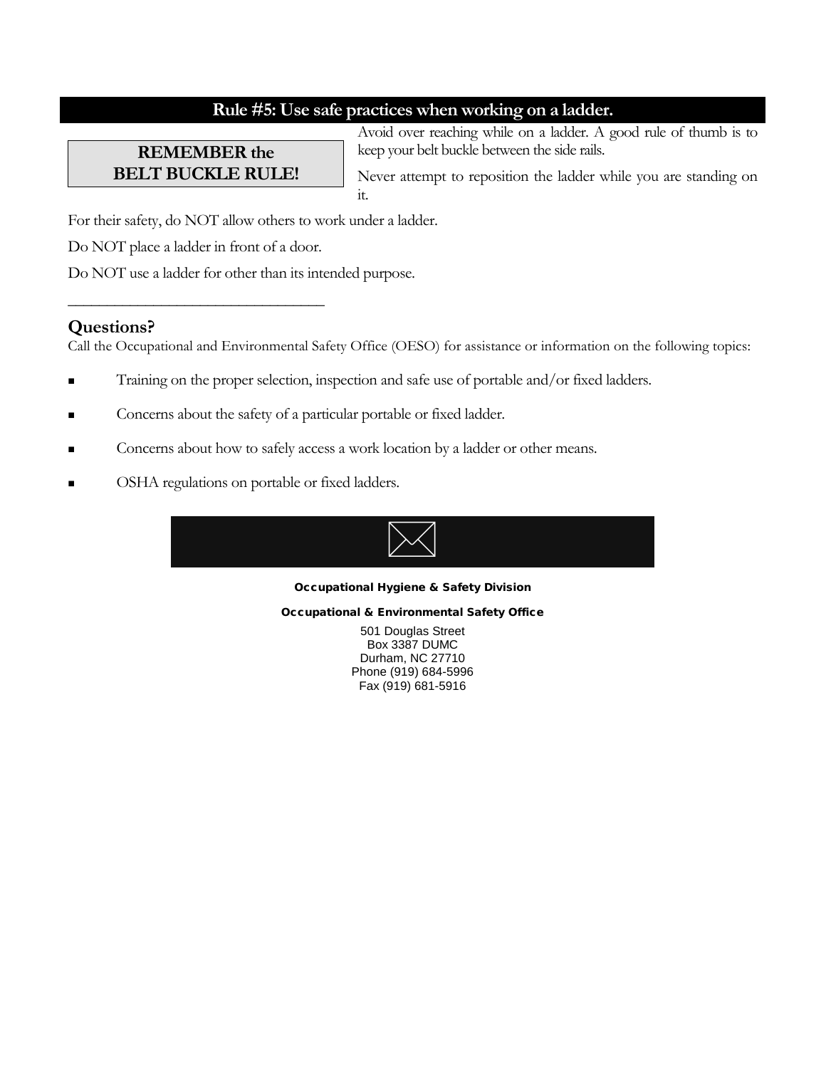## Rule #5: Use safe practices when working on a ladder.

**REMEMBER the BELT BUCKLE RULE!**

Avoid over reaching while on a ladder. A good rule of thumb is to keep your belt buckle between the side rails.

Never attempt to reposition the ladder while you are standing on it.

For their safety, do NOT allow others to work under a ladder.

Do NOT place a ladder in front of a door.

Do NOT use a ladder for other than its intended purpose.

---

### Questions?

Call the Occupational and Environmental Safety Office (OESO) for assistance or information on the following topics:

- Training on the proper selection, inspection and safe use of portable and/or fixed ladders.
- Concerns about the safety of a particular portable or fixed ladder.
- Concerns about how to safely access a work location by a ladder or other means.
- OSHA regulations on portable or fixed ladders.

**Occupational Hygiene & Safety Division**

**Occupational & Environmental Safety Office**

501 Douglas Street
Box 3387 DUMC
Durham, NC 27710
Phone (919) 684-5996
Fax (919) 681-5916